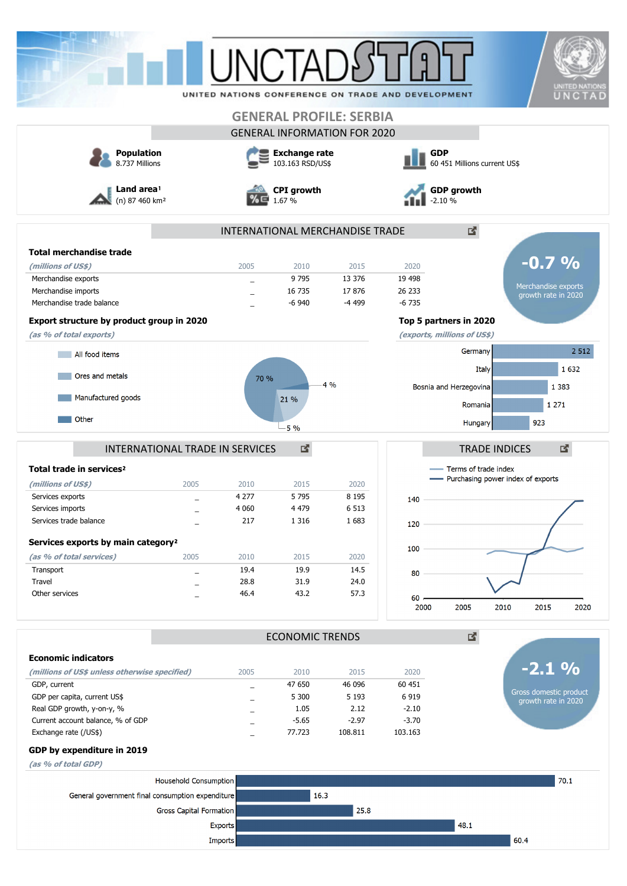# UNCTADSTAT

UNITED NATIONS CONFERENCE ON TRADE AND DEVELOPMENT

## GENERAL PROFILE: SERBIA

### GENERAL INFORMATION FOR 2020

**Population**
8.737 Millions

**Exchange rate**
103.163 RSD/US$

**GDP**
60 451 Millions current US$

**Land area**[1]
(n) 87 460 km²

**CPI growth**
1.67 %

**GDP growth**
-2.10 %

### INTERNATIONAL MERCHANDISE TRADE

**Total merchandise trade**

| *(millions of US$)* | 2005 | 2010 | 2015 | 2020 |
|---|---|---|---|---|
| Merchandise exports | _ | 9 795 | 13 376 | 19 498 |
| Merchandise imports | _ | 16 735 | 17 876 | 26 233 |
| Merchandise trade balance | _ | -6 940 | -4 499 | -6 735 |

**-0.7 %**
Merchandise exports growth rate in 2020

**Export structure by product group in 2020**

*(as % of total exports)*

| Product group | % |
|---|---|
| All food items | 21 % |
| Ores and metals | 5 % |
| Manufactured goods | 70 % |
| Other | 4 % |

**Top 5 partners in 2020**

*(exports, millions of US$)*

| Partner | Exports |
|---|---|
| Germany | 2 512 |
| Italy | 1 632 |
| Bosnia and Herzegovina | 1 383 |
| Romania | 1 271 |
| Hungary | 923 |

### INTERNATIONAL TRADE IN SERVICES

**Total trade in services**[2]

| *(millions of US$)* | 2005 | 2010 | 2015 | 2020 |
|---|---|---|---|---|
| Services exports | _ | 4 277 | 5 795 | 8 195 |
| Services imports | _ | 4 060 | 4 479 | 6 513 |
| Services trade balance | _ | 217 | 1 316 | 1 683 |

**Services exports by main category**[2]

| *(as % of total services)* | 2005 | 2010 | 2015 | 2020 |
|---|---|---|---|---|
| Transport | _ | 19.4 | 19.9 | 14.5 |
| Travel | _ | 28.8 | 31.9 | 24.0 |
| Other services | _ | 46.4 | 43.2 | 57.3 |

### TRADE INDICES

Terms of trade index
Purchasing power index of exports

### ECONOMIC TRENDS

**Economic indicators**

| *(millions of US$ unless otherwise specified)* | 2005 | 2010 | 2015 | 2020 |
|---|---|---|---|---|
| GDP, current | _ | 47 650 | 46 096 | 60 451 |
| GDP per capita, current US$ | _ | 5 300 | 5 193 | 6 919 |
| Real GDP growth, y-on-y, % | _ | 1.05 | 2.12 | -2.10 |
| Current account balance, % of GDP | _ | -5.65 | -2.97 | -3.70 |
| Exchange rate (/US$) | _ | 77.723 | 108.811 | 103.163 |

**-2.1 %**
Gross domestic product growth rate in 2020

**GDP by expenditure in 2019**

*(as % of total GDP)*

| Component | % |
|---|---|
| Household Consumption | 70.1 |
| General government final consumption expenditure | 16.3 |
| Gross Capital Formation | 25.8 |
| Exports | 48.1 |
| Imports | 60.4 |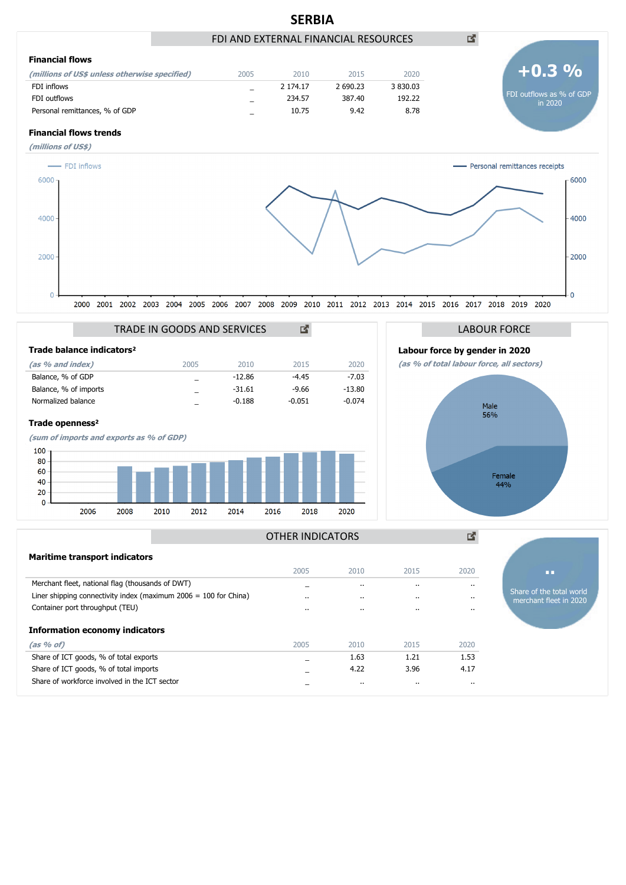# SERBIA

## FDI AND EXTERNAL FINANCIAL RESOURCES

### Financial flows

| *(millions of US$ unless otherwise specified)* | 2005 | 2010 | 2015 | 2020 |
|---|---|---|---|---|
| FDI inflows | _ | 2 174.17 | 2 690.23 | 3 830.03 |
| FDI outflows | _ | 234.57 | 387.40 | 192.22 |
| Personal remittances, % of GDP | _ | 10.75 | 9.42 | 8.78 |

**+0.3 %**
FDI outflows as % of GDP in 2020

### Financial flows trends

*(millions of US$)*

FDI inflows — Personal remittances receipts

### TRADE IN GOODS AND SERVICES

### Trade balance indicators[2]

| *(as % and index)* | 2005 | 2010 | 2015 | 2020 |
|---|---|---|---|---|
| Balance, % of GDP | _ | -12.86 | -4.45 | -7.03 |
| Balance, % of imports | _ | -31.61 | -9.66 | -13.80 |
| Normalized balance | _ | -0.188 | -0.051 | -0.074 |

### Trade openness[2]

*(sum of imports and exports as % of GDP)*

## LABOUR FORCE

### Labour force by gender in 2020

*(as % of total labour force, all sectors)*

Male 56%

Female 44%

## OTHER INDICATORS

### Maritime transport indicators

| | 2005 | 2010 | 2015 | 2020 |
|---|---|---|---|---|
| Merchant fleet, national flag (thousands of DWT) | _ | .. | .. | .. |
| Liner shipping connectivity index (maximum 2006 = 100 for China) | .. | .. | .. | .. |
| Container port throughput (TEU) | .. | .. | .. | .. |

**..**
Share of the total world merchant fleet in 2020

### Information economy indicators

| *(as % of)* | 2005 | 2010 | 2015 | 2020 |
|---|---|---|---|---|
| Share of ICT goods, % of total exports | _ | 1.63 | 1.21 | 1.53 |
| Share of ICT goods, % of total imports | _ | 4.22 | 3.96 | 4.17 |
| Share of workforce involved in the ICT sector | _ | .. | .. | .. |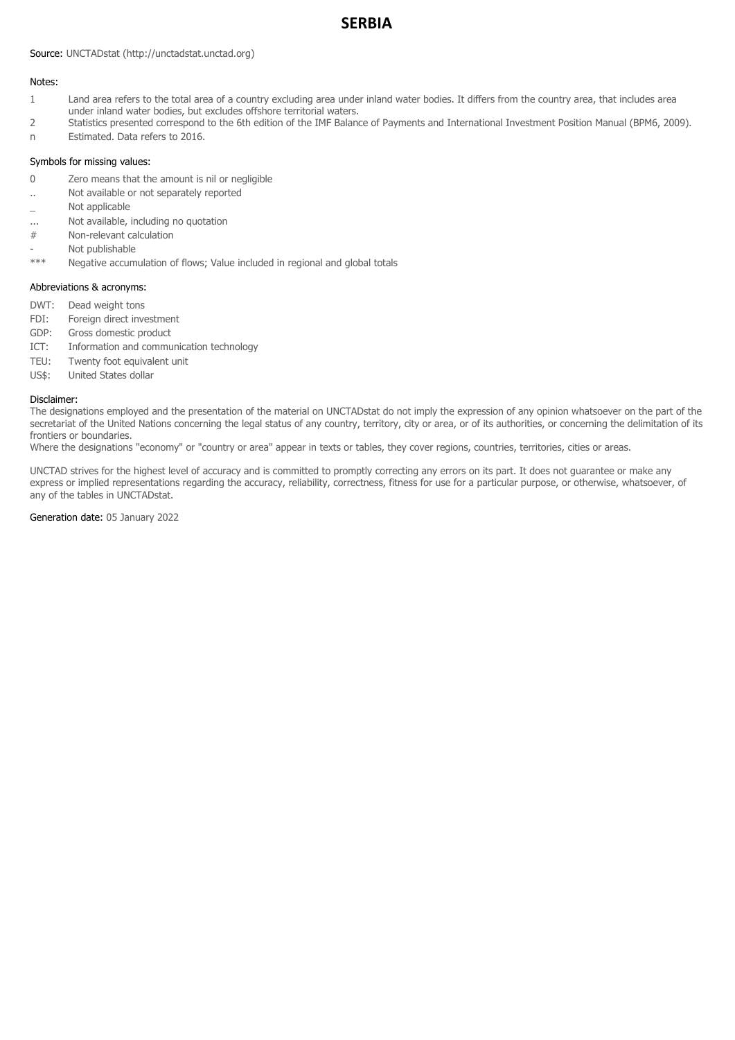# SERBIA

Source: UNCTADstat (http://unctadstat.unctad.org)

Notes:

| | |
|---|---|
| 1 | Land area refers to the total area of a country excluding area under inland water bodies. It differs from the country area, that includes area under inland water bodies, but excludes offshore territorial waters. |
| 2 | Statistics presented correspond to the 6th edition of the IMF Balance of Payments and International Investment Position Manual (BPM6, 2009). |
| n | Estimated. Data refers to 2016. |

Symbols for missing values:

| | |
|---|---|
| 0 | Zero means that the amount is nil or negligible |
| .. | Not available or not separately reported |
| _ | Not applicable |
| ... | Not available, including no quotation |
| # | Non-relevant calculation |
| - | Not publishable |
| *** | Negative accumulation of flows; Value included in regional and global totals |

Abbreviations & acronyms:

| | |
|---|---|
| DWT: | Dead weight tons |
| FDI: | Foreign direct investment |
| GDP: | Gross domestic product |
| ICT: | Information and communication technology |
| TEU: | Twenty foot equivalent unit |
| US$: | United States dollar |

Disclaimer:
The designations employed and the presentation of the material on UNCTADstat do not imply the expression of any opinion whatsoever on the part of the secretariat of the United Nations concerning the legal status of any country, territory, city or area, or of its authorities, or concerning the delimitation of its frontiers or boundaries.
Where the designations "economy" or "country or area" appear in texts or tables, they cover regions, countries, territories, cities or areas.

UNCTAD strives for the highest level of accuracy and is committed to promptly correcting any errors on its part. It does not guarantee or make any express or implied representations regarding the accuracy, reliability, correctness, fitness for use for a particular purpose, or otherwise, whatsoever, of any of the tables in UNCTADstat.

Generation date: 05 January 2022